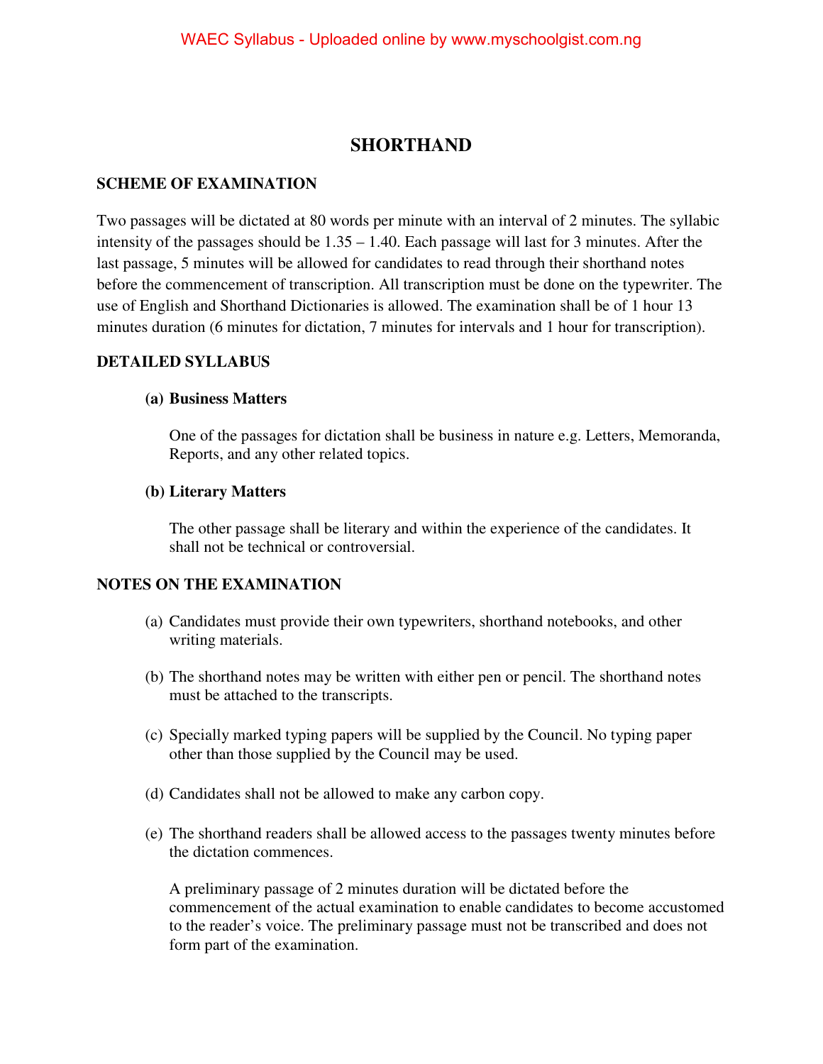# SHORTHAND

## SCHEME OF EXAMINATION

Two passages will be dictated at 80 words per minute with an interval of 2 minutes. The syllabic intensity of the passages should be 1.35 – 1.40. Each passage will last for 3 minutes. After the last passage, 5 minutes will be allowed for candidates to read through their shorthand notes before the commencement of transcription. All transcription must be done on the typewriter. The use of English and Shorthand Dictionaries is allowed. The examination shall be of 1 hour 13 minutes duration (6 minutes for dictation, 7 minutes for intervals and 1 hour for transcription).

## DETAILED SYLLABUS

### (a) Business Matters

One of the passages for dictation shall be business in nature e.g. Letters, Memoranda, Reports, and any other related topics.

### (b) Literary Matters

The other passage shall be literary and within the experience of the candidates. It shall not be technical or controversial.

## NOTES ON THE EXAMINATION

(a) Candidates must provide their own typewriters, shorthand notebooks, and other writing materials.

(b) The shorthand notes may be written with either pen or pencil. The shorthand notes must be attached to the transcripts.

(c) Specially marked typing papers will be supplied by the Council. No typing paper other than those supplied by the Council may be used.

(d) Candidates shall not be allowed to make any carbon copy.

(e) The shorthand readers shall be allowed access to the passages twenty minutes before the dictation commences.

A preliminary passage of 2 minutes duration will be dictated before the commencement of the actual examination to enable candidates to become accustomed to the reader's voice. The preliminary passage must not be transcribed and does not form part of the examination.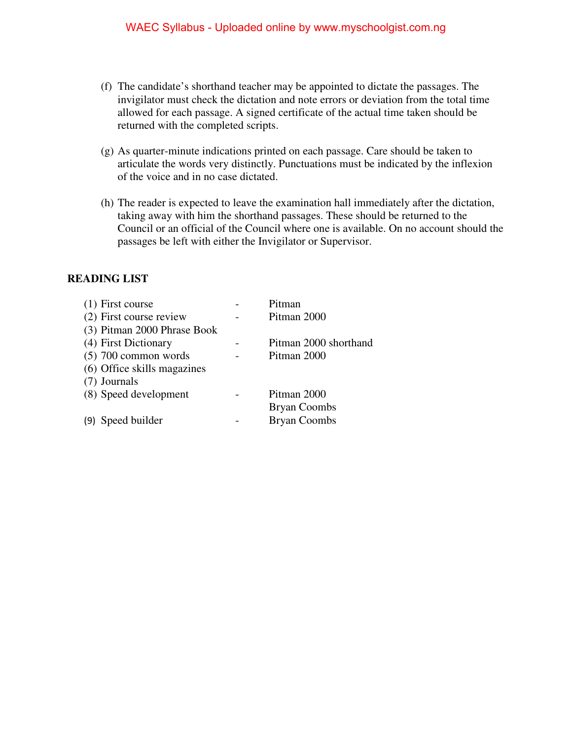(f) The candidate's shorthand teacher may be appointed to dictate the passages. The invigilator must check the dictation and note errors or deviation from the total time allowed for each passage. A signed certificate of the actual time taken should be returned with the completed scripts.

(g) As quarter-minute indications printed on each passage. Care should be taken to articulate the words very distinctly. Punctuations must be indicated by the inflexion of the voice and in no case dictated.

(h) The reader is expected to leave the examination hall immediately after the dictation, taking away with him the shorthand passages. These should be returned to the Council or an official of the Council where one is available. On no account should the passages be left with either the Invigilator or Supervisor.

**READING LIST**

| | | |
|---|---|---|
| (1) First course | - | Pitman |
| (2) First course review | - | Pitman 2000 |
| (3) Pitman 2000 Phrase Book | | |
| (4) First Dictionary | - | Pitman 2000 shorthand |
| (5) 700 common words | - | Pitman 2000 |
| (6) Office skills magazines | | |
| (7) Journals | | |
| (8) Speed development | - | Pitman 2000<br>Bryan Coombs |
| (9) Speed builder | - | Bryan Coombs |